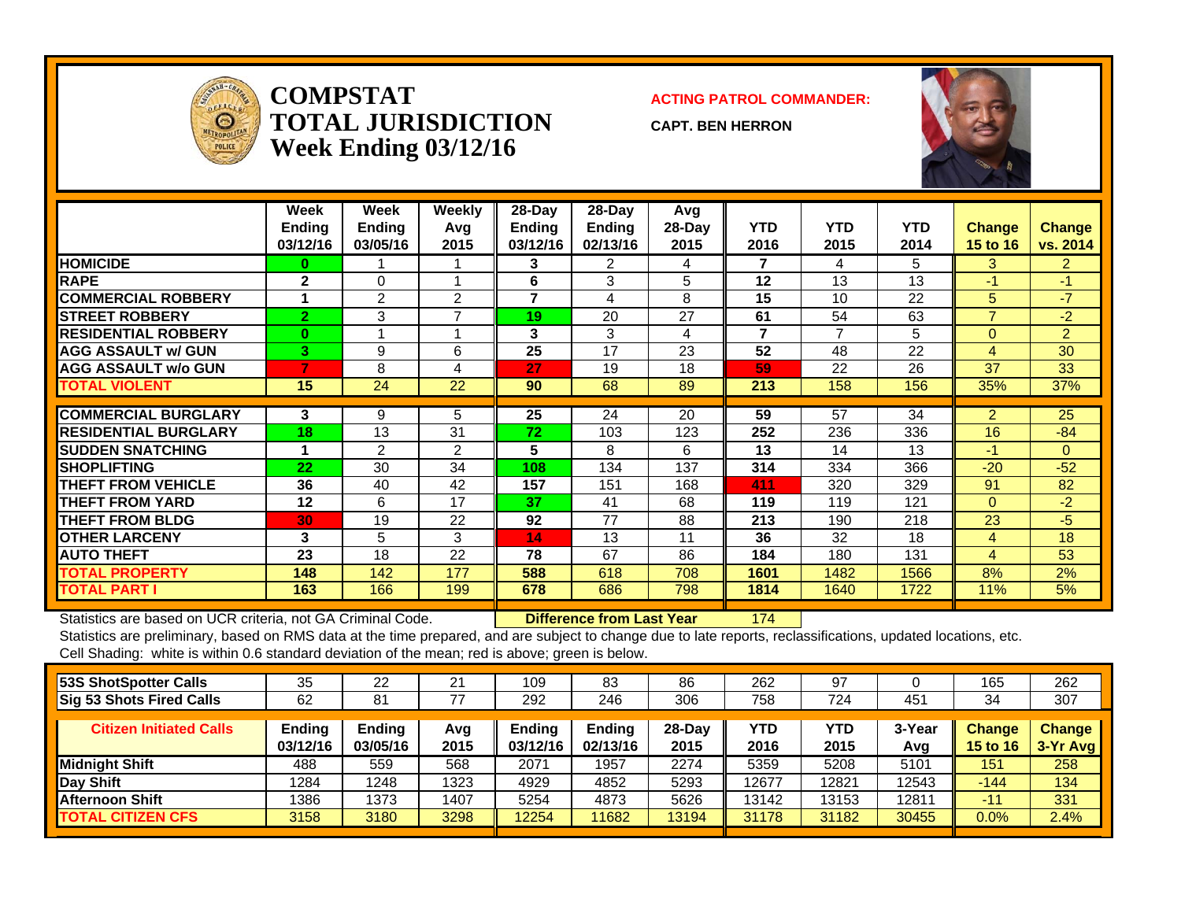# COMPSTAT TOTAL JURISDICTION Week Ending 03/12/16

**ACTING PATROL COMMANDER:**

**CAPT. BEN HERRON**

| | Week Ending 03/12/16 | Week Ending 03/05/16 | Weekly Avg 2015 | 28-Day Ending 03/12/16 | 28-Day Ending 02/13/16 | Avg 28-Day 2015 | YTD 2016 | YTD 2015 | YTD 2014 | Change 15 to 16 | Change vs. 2014 |
|---|---|---|---|---|---|---|---|---|---|---|---|
| HOMICIDE | 0 | 1 | 1 | 3 | 2 | 4 | 7 | 4 | 5 | 3 | 2 |
| RAPE | 2 | 0 | 1 | 6 | 3 | 5 | 12 | 13 | 13 | -1 | -1 |
| COMMERCIAL ROBBERY | 1 | 2 | 2 | 7 | 4 | 8 | 15 | 10 | 22 | 5 | -7 |
| STREET ROBBERY | 2 | 3 | 7 | 19 | 20 | 27 | 61 | 54 | 63 | 7 | -2 |
| RESIDENTIAL ROBBERY | 0 | 1 | 1 | 3 | 3 | 4 | 7 | 7 | 5 | 0 | 2 |
| AGG ASSAULT w/ GUN | 3 | 9 | 6 | 25 | 17 | 23 | 52 | 48 | 22 | 4 | 30 |
| AGG ASSAULT w/o GUN | 7 | 8 | 4 | 27 | 19 | 18 | 59 | 22 | 26 | 37 | 33 |
| TOTAL VIOLENT | 15 | 24 | 22 | 90 | 68 | 89 | 213 | 158 | 156 | 35% | 37% |
| COMMERCIAL BURGLARY | 3 | 9 | 5 | 25 | 24 | 20 | 59 | 57 | 34 | 2 | 25 |
| RESIDENTIAL BURGLARY | 18 | 13 | 31 | 72 | 103 | 123 | 252 | 236 | 336 | 16 | -84 |
| SUDDEN SNATCHING | 1 | 2 | 2 | 5 | 8 | 6 | 13 | 14 | 13 | -1 | 0 |
| SHOPLIFTING | 22 | 30 | 34 | 108 | 134 | 137 | 314 | 334 | 366 | -20 | -52 |
| THEFT FROM VEHICLE | 36 | 40 | 42 | 157 | 151 | 168 | 411 | 320 | 329 | 91 | 82 |
| THEFT FROM YARD | 12 | 6 | 17 | 37 | 41 | 68 | 119 | 119 | 121 | 0 | -2 |
| THEFT FROM BLDG | 30 | 19 | 22 | 92 | 77 | 88 | 213 | 190 | 218 | 23 | -5 |
| OTHER LARCENY | 3 | 5 | 3 | 14 | 13 | 11 | 36 | 32 | 18 | 4 | 18 |
| AUTO THEFT | 23 | 18 | 22 | 78 | 67 | 86 | 184 | 180 | 131 | 4 | 53 |
| TOTAL PROPERTY | 148 | 142 | 177 | 588 | 618 | 708 | 1601 | 1482 | 1566 | 8% | 2% |
| TOTAL PART I | 163 | 166 | 199 | 678 | 686 | 798 | 1814 | 1640 | 1722 | 11% | 5% |

Statistics are based on UCR criteria, not GA Criminal Code. **Difference from Last Year** 174

Statistics are preliminary, based on RMS data at the time prepared, and are subject to change due to late reports, reclassifications, updated locations, etc.

Cell Shading: white is within 0.6 standard deviation of the mean; red is above; green is below.

| | | | | | | | | | | | |
|---|---|---|---|---|---|---|---|---|---|---|---|
| 53S ShotSpotter Calls | 35 | 22 | 21 | 109 | 83 | 86 | 262 | 97 | 0 | 165 | 262 |
| Sig 53 Shots Fired Calls | 62 | 81 | 77 | 292 | 246 | 306 | 758 | 724 | 451 | 34 | 307 |
| **Citizen Initiated Calls** | **Ending 03/12/16** | **Ending 03/05/16** | **Avg 2015** | **Ending 03/12/16** | **Ending 02/13/16** | **28-Day 2015** | **YTD 2016** | **YTD 2015** | **3-Year Avg** | **Change 15 to 16** | **Change 3-Yr Avg** |
| Midnight Shift | 488 | 559 | 568 | 2071 | 1957 | 2274 | 5359 | 5208 | 5101 | 151 | 258 |
| Day Shift | 1284 | 1248 | 1323 | 4929 | 4852 | 5293 | 12677 | 12821 | 12543 | -144 | 134 |
| Afternoon Shift | 1386 | 1373 | 1407 | 5254 | 4873 | 5626 | 13142 | 13153 | 12811 | -11 | 331 |
| TOTAL CITIZEN CFS | 3158 | 3180 | 3298 | 12254 | 11682 | 13194 | 31178 | 31182 | 30455 | 0.0% | 2.4% |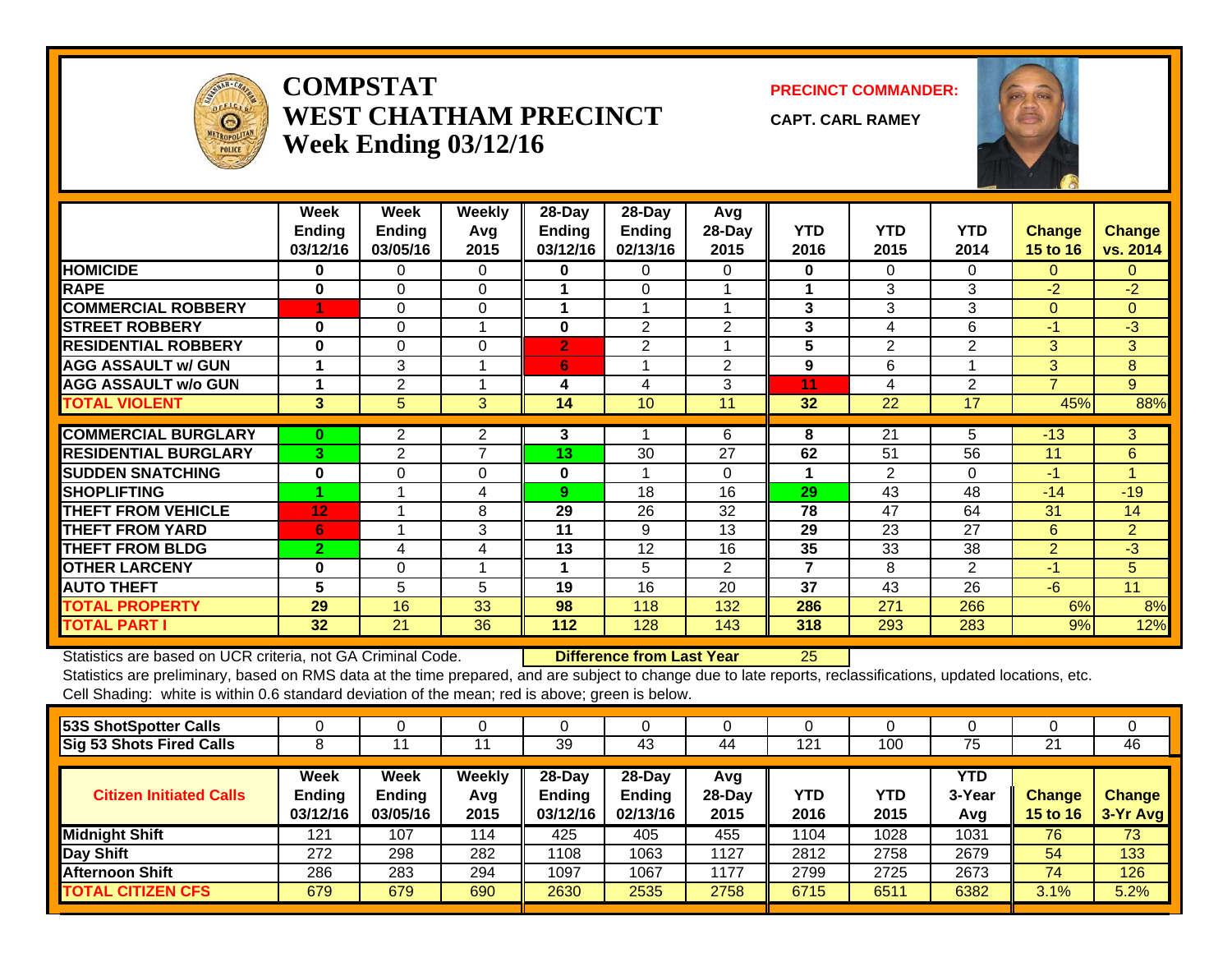# COMPSTAT
## WEST CHATHAM PRECINCT
## Week Ending 03/12/16

**PRECINCT COMMANDER:**

**CAPT. CARL RAMEY**

| | Week Ending 03/12/16 | Week Ending 03/05/16 | Weekly Avg 2015 | 28-Day Ending 03/12/16 | 28-Day Ending 02/13/16 | Avg 28-Day 2015 | YTD 2016 | YTD 2015 | YTD 2014 | Change 15 to 16 | Change vs. 2014 |
|---|---|---|---|---|---|---|---|---|---|---|---|
| HOMICIDE | 0 | 0 | 0 | 0 | 0 | 0 | 0 | 0 | 0 | 0 | 0 |
| RAPE | 0 | 0 | 0 | 1 | 0 | 1 | 1 | 3 | 3 | -2 | -2 |
| COMMERCIAL ROBBERY | 1 | 0 | 0 | 1 | 1 | 1 | 3 | 3 | 3 | 0 | 0 |
| STREET ROBBERY | 0 | 0 | 1 | 0 | 2 | 2 | 3 | 4 | 6 | -1 | -3 |
| RESIDENTIAL ROBBERY | 0 | 0 | 0 | 2 | 2 | 1 | 5 | 2 | 2 | 3 | 3 |
| AGG ASSAULT w/ GUN | 1 | 3 | 1 | 6 | 1 | 2 | 9 | 6 | 1 | 3 | 8 |
| AGG ASSAULT w/o GUN | 1 | 2 | 1 | 4 | 4 | 3 | 11 | 4 | 2 | 7 | 9 |
| TOTAL VIOLENT | 3 | 5 | 3 | 14 | 10 | 11 | 32 | 22 | 17 | 45% | 88% |
| COMMERCIAL BURGLARY | 0 | 2 | 2 | 3 | 1 | 6 | 8 | 21 | 5 | -13 | 3 |
| RESIDENTIAL BURGLARY | 3 | 2 | 7 | 13 | 30 | 27 | 62 | 51 | 56 | 11 | 6 |
| SUDDEN SNATCHING | 0 | 0 | 0 | 0 | 1 | 0 | 1 | 2 | 0 | -1 | 1 |
| SHOPLIFTING | 1 | 1 | 4 | 9 | 18 | 16 | 29 | 43 | 48 | -14 | -19 |
| THEFT FROM VEHICLE | 12 | 1 | 8 | 29 | 26 | 32 | 78 | 47 | 64 | 31 | 14 |
| THEFT FROM YARD | 6 | 1 | 3 | 11 | 9 | 13 | 29 | 23 | 27 | 6 | 2 |
| THEFT FROM BLDG | 2 | 4 | 4 | 13 | 12 | 16 | 35 | 33 | 38 | 2 | -3 |
| OTHER LARCENY | 0 | 0 | 1 | 1 | 5 | 2 | 7 | 8 | 2 | -1 | 5 |
| AUTO THEFT | 5 | 5 | 5 | 19 | 16 | 20 | 37 | 43 | 26 | -6 | 11 |
| TOTAL PROPERTY | 29 | 16 | 33 | 98 | 118 | 132 | 286 | 271 | 266 | 6% | 8% |
| TOTAL PART I | 32 | 21 | 36 | 112 | 128 | 143 | 318 | 293 | 283 | 9% | 12% |

Statistics are based on UCR criteria, not GA Criminal Code. **Difference from Last Year** 25

Statistics are preliminary, based on RMS data at the time prepared, and are subject to change due to late reports, reclassifications, updated locations, etc.

Cell Shading: white is within 0.6 standard deviation of the mean; red is above; green is below.

| | | | | | | | | | | | |
|---|---|---|---|---|---|---|---|---|---|---|---|
| 53S ShotSpotter Calls | 0 | 0 | 0 | 0 | 0 | 0 | 0 | 0 | 0 | 0 | 0 |
| Sig 53 Shots Fired Calls | 8 | 11 | 11 | 39 | 43 | 44 | 121 | 100 | 75 | 21 | 46 |

| Citizen Initiated Calls | Week Ending 03/12/16 | Week Ending 03/05/16 | Weekly Avg 2015 | 28-Day Ending 03/12/16 | 28-Day Ending 02/13/16 | Avg 28-Day 2015 | YTD 2016 | YTD 2015 | YTD 3-Year Avg | Change 15 to 16 | Change 3-Yr Avg |
|---|---|---|---|---|---|---|---|---|---|---|---|
| Midnight Shift | 121 | 107 | 114 | 425 | 405 | 455 | 1104 | 1028 | 1031 | 76 | 73 |
| Day Shift | 272 | 298 | 282 | 1108 | 1063 | 1127 | 2812 | 2758 | 2679 | 54 | 133 |
| Afternoon Shift | 286 | 283 | 294 | 1097 | 1067 | 1177 | 2799 | 2725 | 2673 | 74 | 126 |
| TOTAL CITIZEN CFS | 679 | 679 | 690 | 2630 | 2535 | 2758 | 6715 | 6511 | 6382 | 3.1% | 5.2% |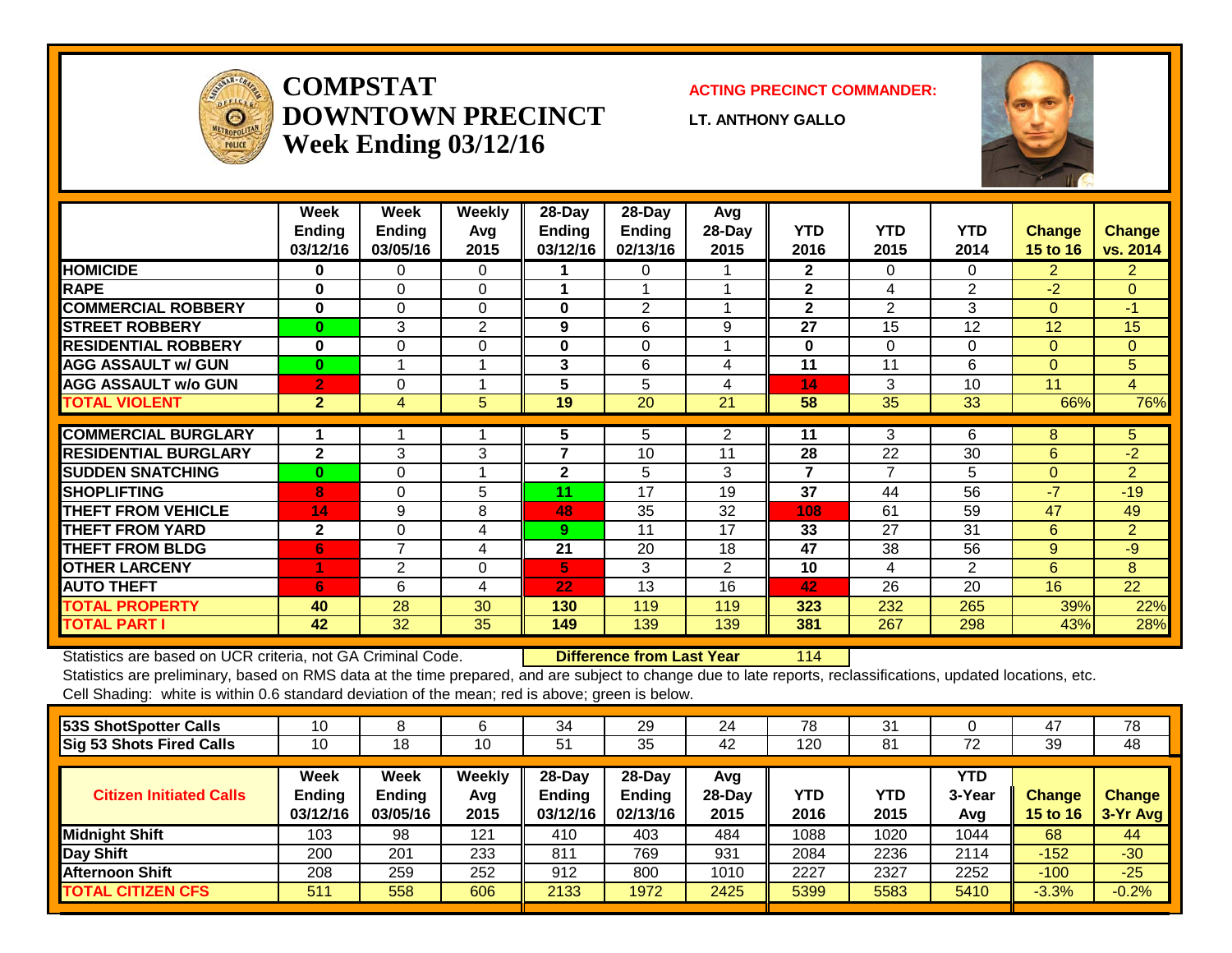# COMPSTAT DOWNTOWN PRECINCT Week Ending 03/12/16

**ACTING PRECINCT COMMANDER:**

**LT. ANTHONY GALLO**

| | Week Ending 03/12/16 | Week Ending 03/05/16 | Weekly Avg 2015 | 28-Day Ending 03/12/16 | 28-Day Ending 02/13/16 | Avg 28-Day 2015 | YTD 2016 | YTD 2015 | YTD 2014 | Change 15 to 16 | Change vs. 2014 |
|---|---|---|---|---|---|---|---|---|---|---|---|
| HOMICIDE | 0 | 0 | 0 | 1 | 0 | 1 | 2 | 0 | 0 | 2 | 2 |
| RAPE | 0 | 0 | 0 | 1 | 1 | 1 | 2 | 4 | 2 | -2 | 0 |
| COMMERCIAL ROBBERY | 0 | 0 | 0 | 0 | 2 | 1 | 2 | 2 | 3 | 0 | -1 |
| STREET ROBBERY | 0 | 3 | 2 | 9 | 6 | 9 | 27 | 15 | 12 | 12 | 15 |
| RESIDENTIAL ROBBERY | 0 | 0 | 0 | 0 | 0 | 1 | 0 | 0 | 0 | 0 | 0 |
| AGG ASSAULT w/ GUN | 0 | 1 | 1 | 3 | 6 | 4 | 11 | 11 | 6 | 0 | 5 |
| AGG ASSAULT w/o GUN | 2 | 0 | 1 | 5 | 5 | 4 | 14 | 3 | 10 | 11 | 4 |
| TOTAL VIOLENT | 2 | 4 | 5 | 19 | 20 | 21 | 58 | 35 | 33 | 66% | 76% |
| COMMERCIAL BURGLARY | 1 | 1 | 1 | 5 | 5 | 2 | 11 | 3 | 6 | 8 | 5 |
| RESIDENTIAL BURGLARY | 2 | 3 | 3 | 7 | 10 | 11 | 28 | 22 | 30 | 6 | -2 |
| SUDDEN SNATCHING | 0 | 0 | 1 | 2 | 5 | 3 | 7 | 7 | 5 | 0 | 2 |
| SHOPLIFTING | 8 | 0 | 5 | 11 | 17 | 19 | 37 | 44 | 56 | -7 | -19 |
| THEFT FROM VEHICLE | 14 | 9 | 8 | 48 | 35 | 32 | 108 | 61 | 59 | 47 | 49 |
| THEFT FROM YARD | 2 | 0 | 4 | 9 | 11 | 17 | 33 | 27 | 31 | 6 | 2 |
| THEFT FROM BLDG | 6 | 7 | 4 | 21 | 20 | 18 | 47 | 38 | 56 | 9 | -9 |
| OTHER LARCENY | 1 | 2 | 0 | 5 | 3 | 2 | 10 | 4 | 2 | 6 | 8 |
| AUTO THEFT | 6 | 6 | 4 | 22 | 13 | 16 | 42 | 26 | 20 | 16 | 22 |
| TOTAL PROPERTY | 40 | 28 | 30 | 130 | 119 | 119 | 323 | 232 | 265 | 39% | 22% |
| TOTAL PART I | 42 | 32 | 35 | 149 | 139 | 139 | 381 | 267 | 298 | 43% | 28% |

Statistics are based on UCR criteria, not GA Criminal Code. **Difference from Last Year** 114

Statistics are preliminary, based on RMS data at the time prepared, and are subject to change due to late reports, reclassifications, updated locations, etc.

Cell Shading: white is within 0.6 standard deviation of the mean; red is above; green is below.

| | | | | | | | | | | | |
|---|---|---|---|---|---|---|---|---|---|---|---|
| 53S ShotSpotter Calls | 10 | 8 | 6 | 34 | 29 | 24 | 78 | 31 | 0 | 47 | 78 |
| Sig 53 Shots Fired Calls | 10 | 18 | 10 | 51 | 35 | 42 | 120 | 81 | 72 | 39 | 48 |

| Citizen Initiated Calls | Week Ending 03/12/16 | Week Ending 03/05/16 | Weekly Avg 2015 | 28-Day Ending 03/12/16 | 28-Day Ending 02/13/16 | Avg 28-Day 2015 | YTD 2016 | YTD 2015 | YTD 3-Year Avg | Change 15 to 16 | Change 3-Yr Avg |
|---|---|---|---|---|---|---|---|---|---|---|---|
| Midnight Shift | 103 | 98 | 121 | 410 | 403 | 484 | 1088 | 1020 | 1044 | 68 | 44 |
| Day Shift | 200 | 201 | 233 | 811 | 769 | 931 | 2084 | 2236 | 2114 | -152 | -30 |
| Afternoon Shift | 208 | 259 | 252 | 912 | 800 | 1010 | 2227 | 2327 | 2252 | -100 | -25 |
| TOTAL CITIZEN CFS | 511 | 558 | 606 | 2133 | 1972 | 2425 | 5399 | 5583 | 5410 | -3.3% | -0.2% |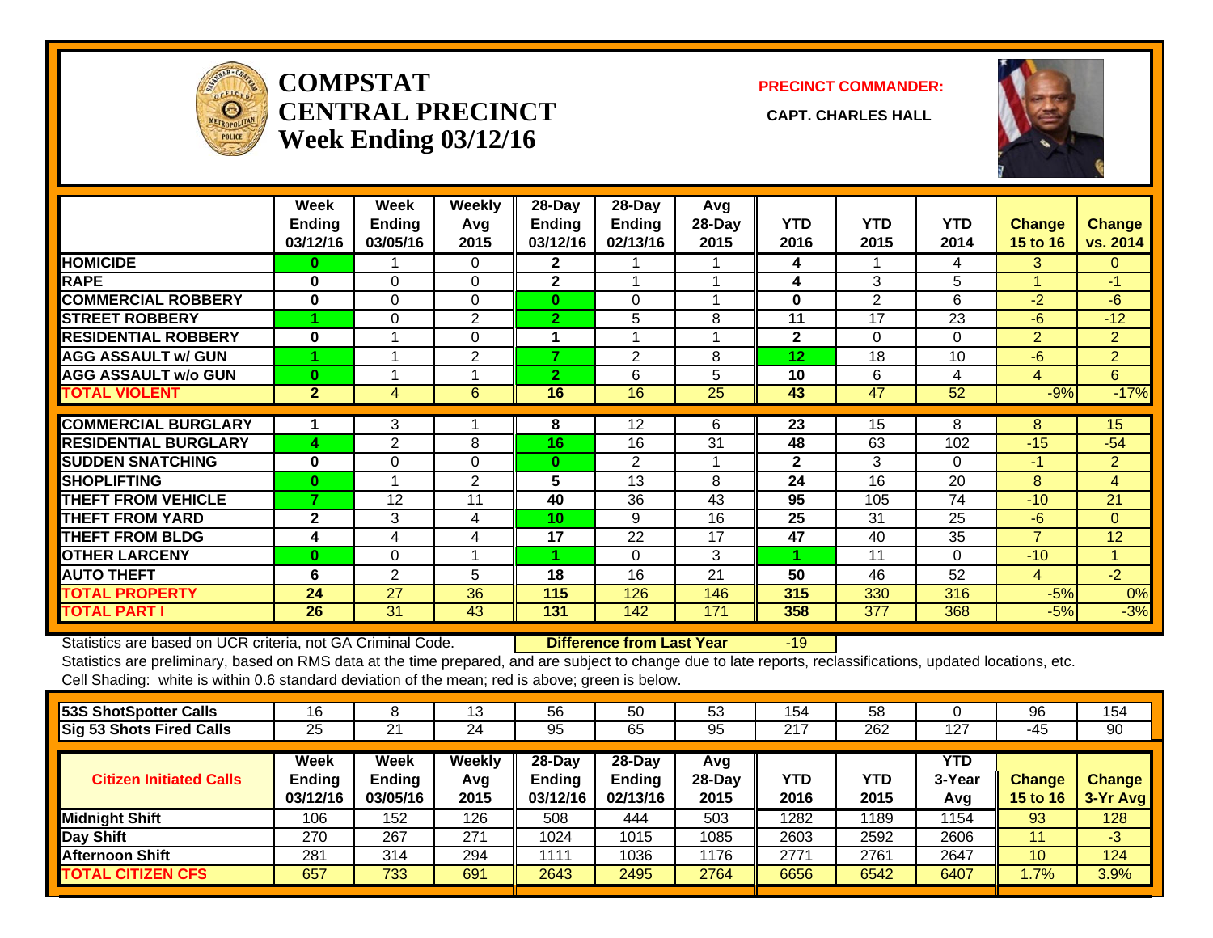# COMPSTAT CENTRAL PRECINCT Week Ending 03/12/16

**PRECINCT COMMANDER:**

**CAPT. CHARLES HALL**

| | Week Ending 03/12/16 | Week Ending 03/05/16 | Weekly Avg 2015 | 28-Day Ending 03/12/16 | 28-Day Ending 02/13/16 | Avg 28-Day 2015 | YTD 2016 | YTD 2015 | YTD 2014 | Change 15 to 16 | Change vs. 2014 |
|---|---|---|---|---|---|---|---|---|---|---|---|
| HOMICIDE | 0 | 1 | 0 | 2 | 1 | 1 | 4 | 1 | 4 | 3 | 0 |
| RAPE | 0 | 0 | 0 | 2 | 1 | 1 | 4 | 3 | 5 | 1 | -1 |
| COMMERCIAL ROBBERY | 0 | 0 | 0 | 0 | 0 | 1 | 0 | 2 | 6 | -2 | -6 |
| STREET ROBBERY | 1 | 0 | 2 | 2 | 5 | 8 | 11 | 17 | 23 | -6 | -12 |
| RESIDENTIAL ROBBERY | 0 | 1 | 0 | 1 | 1 | 1 | 2 | 0 | 0 | 2 | 2 |
| AGG ASSAULT w/ GUN | 1 | 1 | 2 | 7 | 2 | 8 | 12 | 18 | 10 | -6 | 2 |
| AGG ASSAULT w/o GUN | 0 | 1 | 1 | 2 | 6 | 5 | 10 | 6 | 4 | 4 | 6 |
| TOTAL VIOLENT | 2 | 4 | 6 | 16 | 16 | 25 | 43 | 47 | 52 | -9% | -17% |
| COMMERCIAL BURGLARY | 1 | 3 | 1 | 8 | 12 | 6 | 23 | 15 | 8 | 8 | 15 |
| RESIDENTIAL BURGLARY | 4 | 2 | 8 | 16 | 16 | 31 | 48 | 63 | 102 | -15 | -54 |
| SUDDEN SNATCHING | 0 | 0 | 0 | 0 | 2 | 1 | 2 | 3 | 0 | -1 | 2 |
| SHOPLIFTING | 0 | 1 | 2 | 5 | 13 | 8 | 24 | 16 | 20 | 8 | 4 |
| THEFT FROM VEHICLE | 7 | 12 | 11 | 40 | 36 | 43 | 95 | 105 | 74 | -10 | 21 |
| THEFT FROM YARD | 2 | 3 | 4 | 10 | 9 | 16 | 25 | 31 | 25 | -6 | 0 |
| THEFT FROM BLDG | 4 | 4 | 4 | 17 | 22 | 17 | 47 | 40 | 35 | 7 | 12 |
| OTHER LARCENY | 0 | 0 | 1 | 1 | 0 | 3 | 1 | 11 | 0 | -10 | 1 |
| AUTO THEFT | 6 | 2 | 5 | 18 | 16 | 21 | 50 | 46 | 52 | 4 | -2 |
| TOTAL PROPERTY | 24 | 27 | 36 | 115 | 126 | 146 | 315 | 330 | 316 | -5% | 0% |
| TOTAL PART I | 26 | 31 | 43 | 131 | 142 | 171 | 358 | 377 | 368 | -5% | -3% |

Statistics are based on UCR criteria, not GA Criminal Code. **Difference from Last Year** -19

Statistics are preliminary, based on RMS data at the time prepared, and are subject to change due to late reports, reclassifications, updated locations, etc.

Cell Shading: white is within 0.6 standard deviation of the mean; red is above; green is below.

| | | | | | | | | | | | |
|---|---|---|---|---|---|---|---|---|---|---|---|
| 53S ShotSpotter Calls | 16 | 8 | 13 | 56 | 50 | 53 | 154 | 58 | 0 | 96 | 154 |
| Sig 53 Shots Fired Calls | 25 | 21 | 24 | 95 | 65 | 95 | 217 | 262 | 127 | -45 | 90 |

| Citizen Initiated Calls | Week Ending 03/12/16 | Week Ending 03/05/16 | Weekly Avg 2015 | 28-Day Ending 03/12/16 | 28-Day Ending 02/13/16 | Avg 28-Day 2015 | YTD 2016 | YTD 2015 | YTD 3-Year Avg | Change 15 to 16 | Change 3-Yr Avg |
|---|---|---|---|---|---|---|---|---|---|---|---|
| Midnight Shift | 106 | 152 | 126 | 508 | 444 | 503 | 1282 | 1189 | 1154 | 93 | 128 |
| Day Shift | 270 | 267 | 271 | 1024 | 1015 | 1085 | 2603 | 2592 | 2606 | 11 | -3 |
| Afternoon Shift | 281 | 314 | 294 | 1111 | 1036 | 1176 | 2771 | 2761 | 2647 | 10 | 124 |
| TOTAL CITIZEN CFS | 657 | 733 | 691 | 2643 | 2495 | 2764 | 6656 | 6542 | 6407 | 1.7% | 3.9% |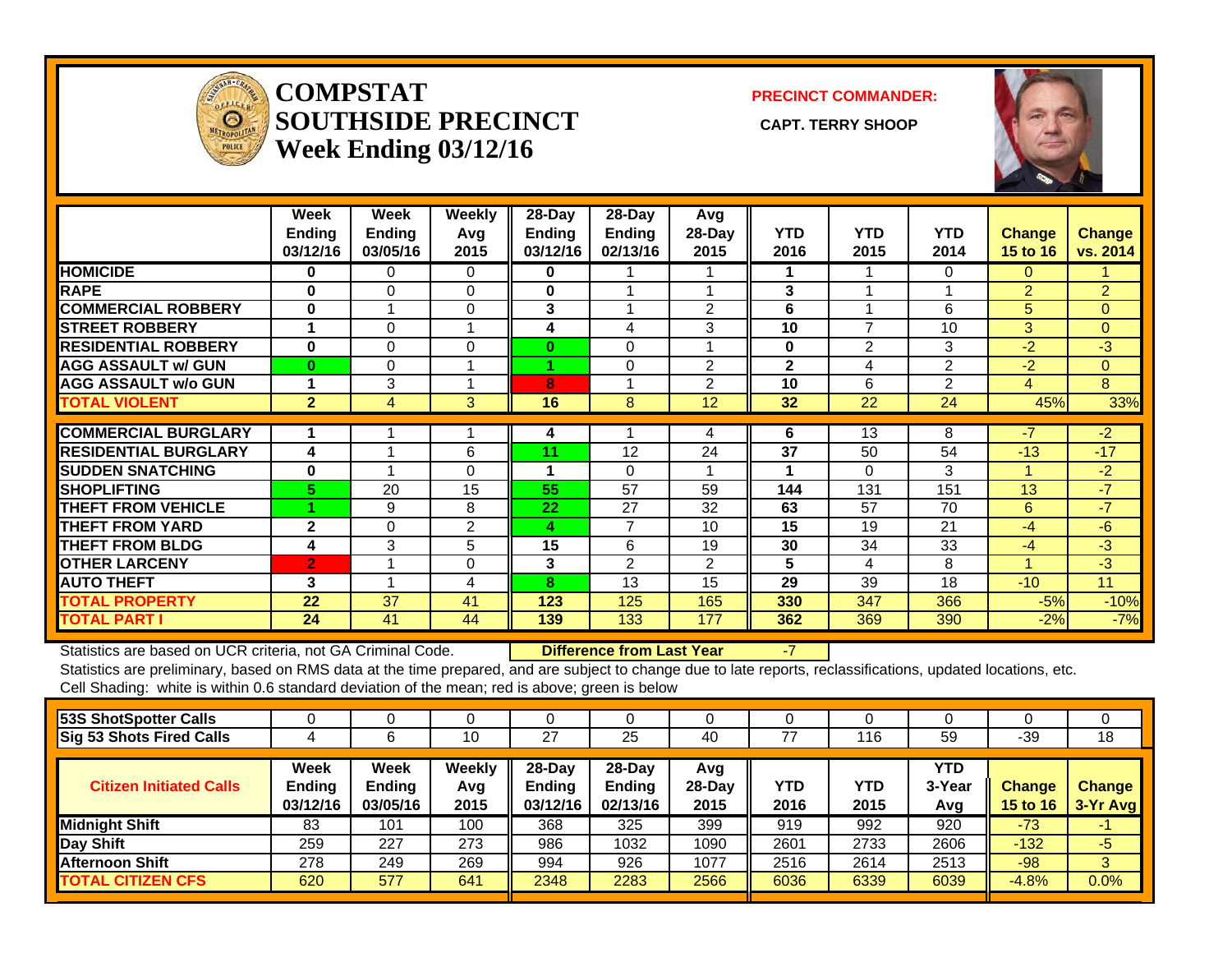# COMPSTAT
# SOUTHSIDE PRECINCT
## Week Ending 03/12/16

**PRECINCT COMMANDER:**

**CAPT. TERRY SHOOP**

| | Week Ending 03/12/16 | Week Ending 03/05/16 | Weekly Avg 2015 | 28-Day Ending 03/12/16 | 28-Day Ending 02/13/16 | Avg 28-Day 2015 | YTD 2016 | YTD 2015 | YTD 2014 | Change 15 to 16 | Change vs. 2014 |
|---|---|---|---|---|---|---|---|---|---|---|---|
| HOMICIDE | 0 | 0 | 0 | 0 | 1 | 1 | 1 | 1 | 0 | 0 | 1 |
| RAPE | 0 | 0 | 0 | 0 | 1 | 1 | 3 | 1 | 1 | 2 | 2 |
| COMMERCIAL ROBBERY | 0 | 1 | 0 | 3 | 1 | 2 | 6 | 1 | 6 | 5 | 0 |
| STREET ROBBERY | 1 | 0 | 1 | 4 | 4 | 3 | 10 | 7 | 10 | 3 | 0 |
| RESIDENTIAL ROBBERY | 0 | 0 | 0 | 0 | 0 | 1 | 0 | 2 | 3 | -2 | -3 |
| AGG ASSAULT w/ GUN | 0 | 0 | 1 | 1 | 0 | 2 | 2 | 4 | 2 | -2 | 0 |
| AGG ASSAULT w/o GUN | 1 | 3 | 1 | 8 | 1 | 2 | 10 | 6 | 2 | 4 | 8 |
| TOTAL VIOLENT | 2 | 4 | 3 | 16 | 8 | 12 | 32 | 22 | 24 | 45% | 33% |
| COMMERCIAL BURGLARY | 1 | 1 | 1 | 4 | 1 | 4 | 6 | 13 | 8 | -7 | -2 |
| RESIDENTIAL BURGLARY | 4 | 1 | 6 | 11 | 12 | 24 | 37 | 50 | 54 | -13 | -17 |
| SUDDEN SNATCHING | 0 | 1 | 0 | 1 | 0 | 1 | 1 | 0 | 3 | 1 | -2 |
| SHOPLIFTING | 5 | 20 | 15 | 55 | 57 | 59 | 144 | 131 | 151 | 13 | -7 |
| THEFT FROM VEHICLE | 1 | 9 | 8 | 22 | 27 | 32 | 63 | 57 | 70 | 6 | -7 |
| THEFT FROM YARD | 2 | 0 | 2 | 4 | 7 | 10 | 15 | 19 | 21 | -4 | -6 |
| THEFT FROM BLDG | 4 | 3 | 5 | 15 | 6 | 19 | 30 | 34 | 33 | -4 | -3 |
| OTHER LARCENY | 2 | 1 | 0 | 3 | 2 | 2 | 5 | 4 | 8 | 1 | -3 |
| AUTO THEFT | 3 | 1 | 4 | 8 | 13 | 15 | 29 | 39 | 18 | -10 | 11 |
| TOTAL PROPERTY | 22 | 37 | 41 | 123 | 125 | 165 | 330 | 347 | 366 | -5% | -10% |
| TOTAL PART I | 24 | 41 | 44 | 139 | 133 | 177 | 362 | 369 | 390 | -2% | -7% |

Statistics are based on UCR criteria, not GA Criminal Code. **Difference from Last Year** -7

Statistics are preliminary, based on RMS data at the time prepared, and are subject to change due to late reports, reclassifications, updated locations, etc.

Cell Shading: white is within 0.6 standard deviation of the mean; red is above; green is below

| | | | | | | | | | | | |
|---|---|---|---|---|---|---|---|---|---|---|---|
| 53S ShotSpotter Calls | 0 | 0 | 0 | 0 | 0 | 0 | 0 | 0 | 0 | 0 | 0 |
| Sig 53 Shots Fired Calls | 4 | 6 | 10 | 27 | 25 | 40 | 77 | 116 | 59 | -39 | 18 |

| Citizen Initiated Calls | Week Ending 03/12/16 | Week Ending 03/05/16 | Weekly Avg 2015 | 28-Day Ending 03/12/16 | 28-Day Ending 02/13/16 | Avg 28-Day 2015 | YTD 2016 | YTD 2015 | YTD 3-Year Avg | Change 15 to 16 | Change 3-Yr Avg |
|---|---|---|---|---|---|---|---|---|---|---|---|
| Midnight Shift | 83 | 101 | 100 | 368 | 325 | 399 | 919 | 992 | 920 | -73 | -1 |
| Day Shift | 259 | 227 | 273 | 986 | 1032 | 1090 | 2601 | 2733 | 2606 | -132 | -5 |
| Afternoon Shift | 278 | 249 | 269 | 994 | 926 | 1077 | 2516 | 2614 | 2513 | -98 | 3 |
| TOTAL CITIZEN CFS | 620 | 577 | 641 | 2348 | 2283 | 2566 | 6036 | 6339 | 6039 | -4.8% | 0.0% |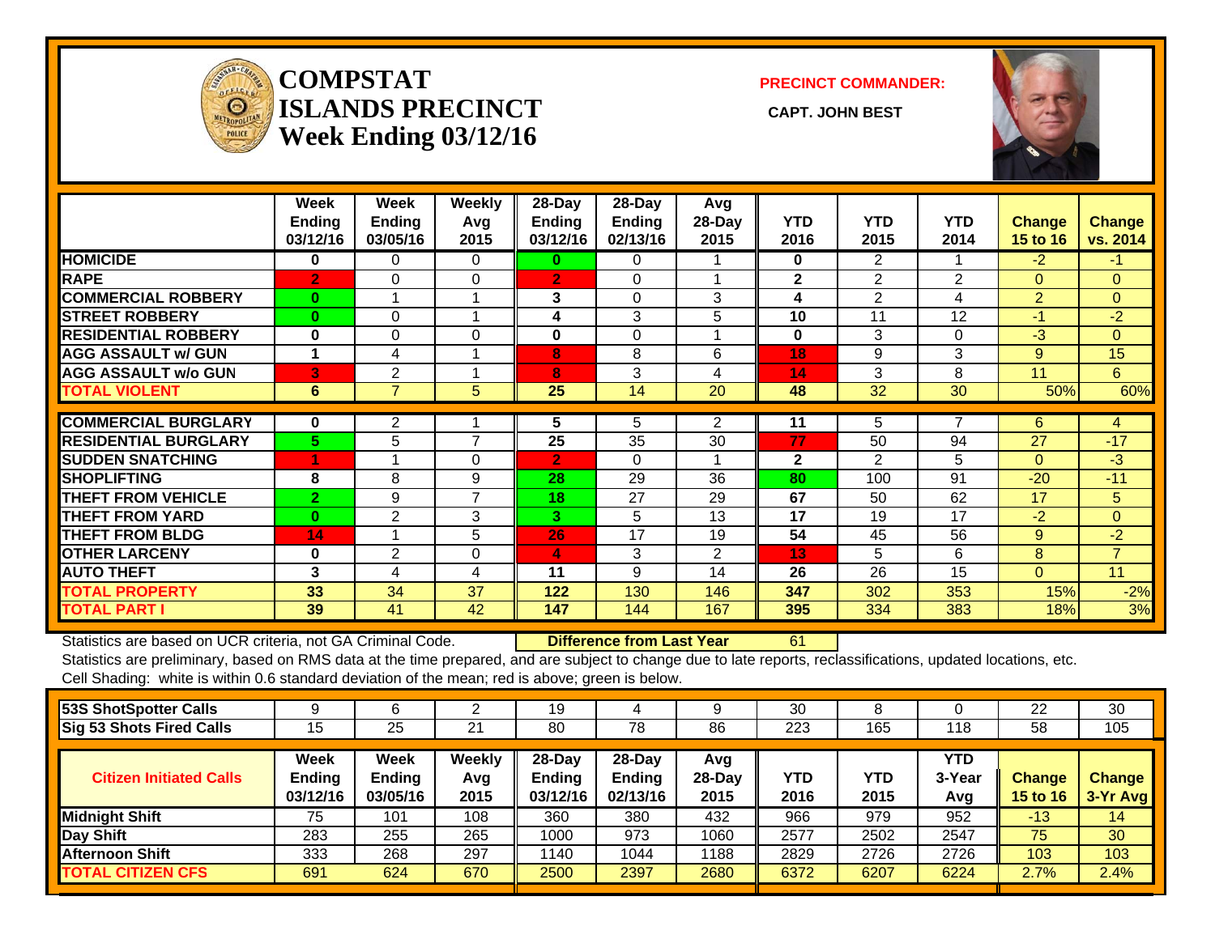# COMPSTAT ISLANDS PRECINCT Week Ending 03/12/16

**PRECINCT COMMANDER:**

**CAPT. JOHN BEST**

| | Week Ending 03/12/16 | Week Ending 03/05/16 | Weekly Avg 2015 | 28-Day Ending 03/12/16 | 28-Day Ending 02/13/16 | Avg 28-Day 2015 | YTD 2016 | YTD 2015 | YTD 2014 | Change 15 to 16 | Change vs. 2014 |
|---|---|---|---|---|---|---|---|---|---|---|---|
| HOMICIDE | 0 | 0 | 0 | 0 | 0 | 1 | 0 | 2 | 1 | -2 | -1 |
| RAPE | 2 | 0 | 0 | 2 | 0 | 1 | 2 | 2 | 2 | 0 | 0 |
| COMMERCIAL ROBBERY | 0 | 1 | 1 | 3 | 0 | 3 | 4 | 2 | 4 | 2 | 0 |
| STREET ROBBERY | 0 | 0 | 1 | 4 | 3 | 5 | 10 | 11 | 12 | -1 | -2 |
| RESIDENTIAL ROBBERY | 0 | 0 | 0 | 0 | 0 | 1 | 0 | 3 | 0 | -3 | 0 |
| AGG ASSAULT w/ GUN | 1 | 4 | 1 | 8 | 8 | 6 | 18 | 9 | 3 | 9 | 15 |
| AGG ASSAULT w/o GUN | 3 | 2 | 1 | 8 | 3 | 4 | 14 | 3 | 8 | 11 | 6 |
| TOTAL VIOLENT | 6 | 7 | 5 | 25 | 14 | 20 | 48 | 32 | 30 | 50% | 60% |
| COMMERCIAL BURGLARY | 0 | 2 | 1 | 5 | 5 | 2 | 11 | 5 | 7 | 6 | 4 |
| RESIDENTIAL BURGLARY | 5 | 5 | 7 | 25 | 35 | 30 | 77 | 50 | 94 | 27 | -17 |
| SUDDEN SNATCHING | 1 | 1 | 0 | 2 | 0 | 1 | 2 | 2 | 5 | 0 | -3 |
| SHOPLIFTING | 8 | 8 | 9 | 28 | 29 | 36 | 80 | 100 | 91 | -20 | -11 |
| THEFT FROM VEHICLE | 2 | 9 | 7 | 18 | 27 | 29 | 67 | 50 | 62 | 17 | 5 |
| THEFT FROM YARD | 0 | 2 | 3 | 3 | 5 | 13 | 17 | 19 | 17 | -2 | 0 |
| THEFT FROM BLDG | 14 | 1 | 5 | 26 | 17 | 19 | 54 | 45 | 56 | 9 | -2 |
| OTHER LARCENY | 0 | 2 | 0 | 4 | 3 | 2 | 13 | 5 | 6 | 8 | 7 |
| AUTO THEFT | 3 | 4 | 4 | 11 | 9 | 14 | 26 | 26 | 15 | 0 | 11 |
| TOTAL PROPERTY | 33 | 34 | 37 | 122 | 130 | 146 | 347 | 302 | 353 | 15% | -2% |
| TOTAL PART I | 39 | 41 | 42 | 147 | 144 | 167 | 395 | 334 | 383 | 18% | 3% |

Statistics are based on UCR criteria, not GA Criminal Code. **Difference from Last Year** 61

Statistics are preliminary, based on RMS data at the time prepared, and are subject to change due to late reports, reclassifications, updated locations, etc.

Cell Shading: white is within 0.6 standard deviation of the mean; red is above; green is below.

| | | | | | | | | | | | |
|---|---|---|---|---|---|---|---|---|---|---|---|
| 53S ShotSpotter Calls | 9 | 6 | 2 | 19 | 4 | 9 | 30 | 8 | 0 | 22 | 30 |
| Sig 53 Shots Fired Calls | 15 | 25 | 21 | 80 | 78 | 86 | 223 | 165 | 118 | 58 | 105 |

| Citizen Initiated Calls | Week Ending 03/12/16 | Week Ending 03/05/16 | Weekly Avg 2015 | 28-Day Ending 03/12/16 | 28-Day Ending 02/13/16 | Avg 28-Day 2015 | YTD 2016 | YTD 2015 | YTD 3-Year Avg | Change 15 to 16 | Change 3-Yr Avg |
|---|---|---|---|---|---|---|---|---|---|---|---|
| Midnight Shift | 75 | 101 | 108 | 360 | 380 | 432 | 966 | 979 | 952 | -13 | 14 |
| Day Shift | 283 | 255 | 265 | 1000 | 973 | 1060 | 2577 | 2502 | 2547 | 75 | 30 |
| Afternoon Shift | 333 | 268 | 297 | 1140 | 1044 | 1188 | 2829 | 2726 | 2726 | 103 | 103 |
| TOTAL CITIZEN CFS | 691 | 624 | 670 | 2500 | 2397 | 2680 | 6372 | 6207 | 6224 | 2.7% | 2.4% |